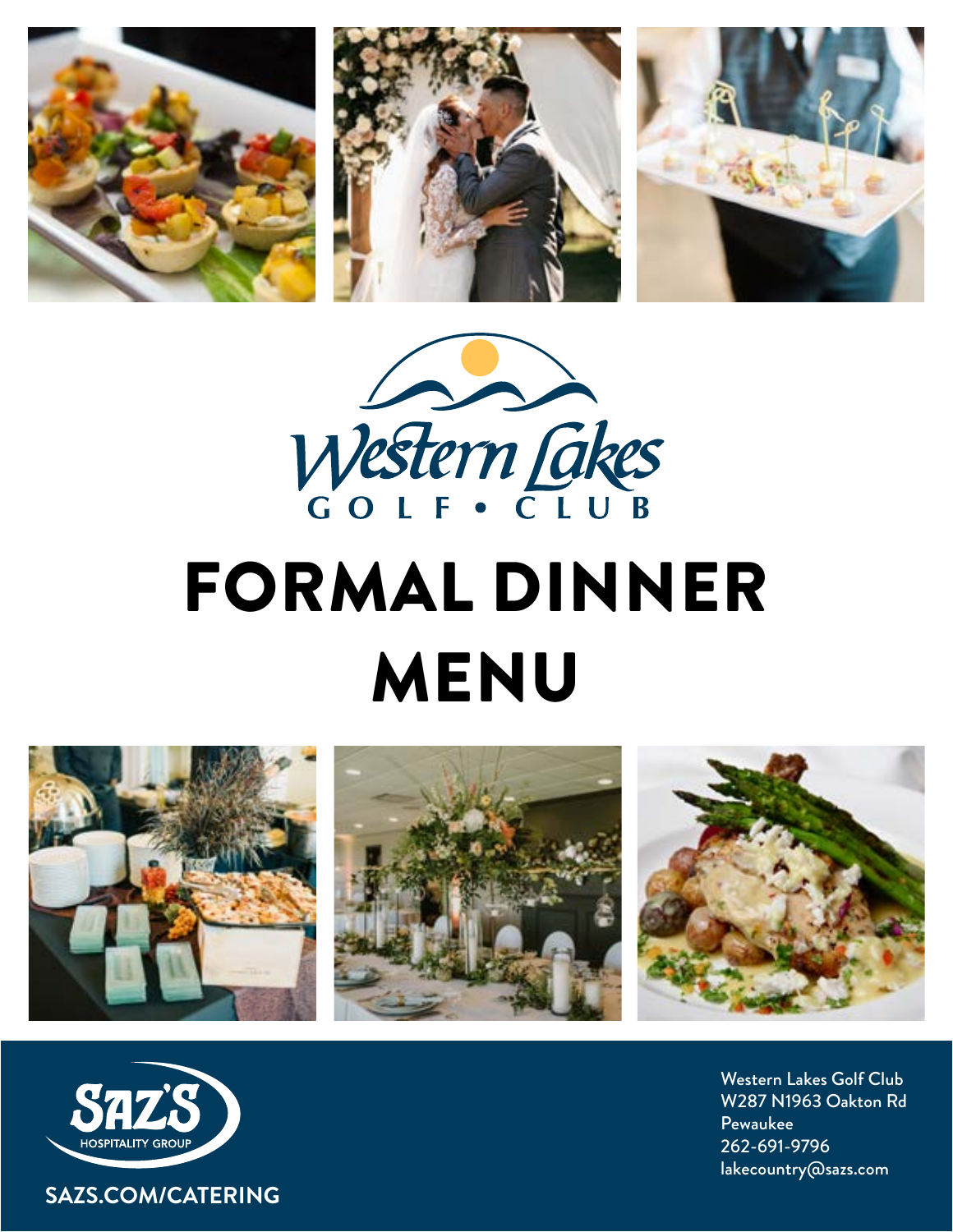Western Lakes

GOLF • CLUB

# FORMAL DINNER MENU

SAZ'S HOSPITALITY GROUP

SAZS.COM/CATERING

Western Lakes Golf Club
W287 N1963 Oakton Rd
Pewaukee
262-691-9796
lakecountry@sazs.com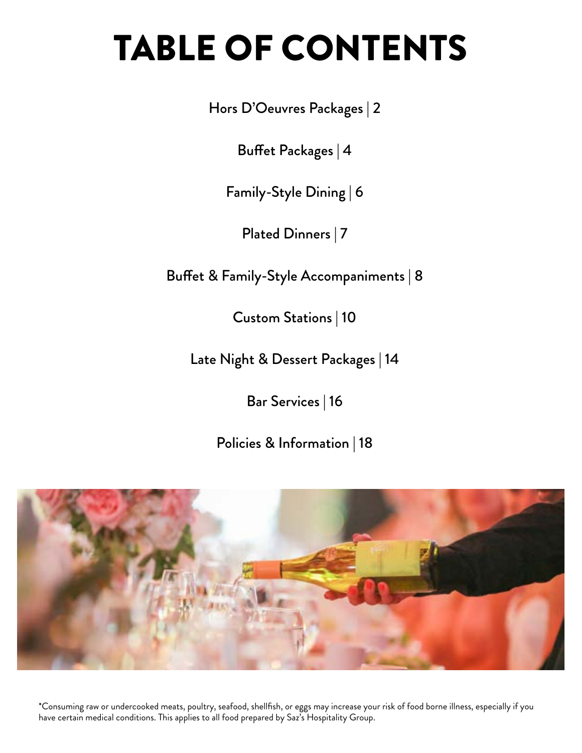# TABLE OF CONTENTS

Hors D'Oeuvres Packages | 2

Buffet Packages | 4

Family-Style Dining | 6

Plated Dinners | 7

Buffet & Family-Style Accompaniments | 8

Custom Stations | 10

Late Night & Dessert Packages | 14

Bar Services | 16

Policies & Information | 18

*Consuming raw or undercooked meats, poultry, seafood, shellfish, or eggs may increase your risk of food borne illness, especially if you have certain medical conditions. This applies to all food prepared by Saz's Hospitality Group.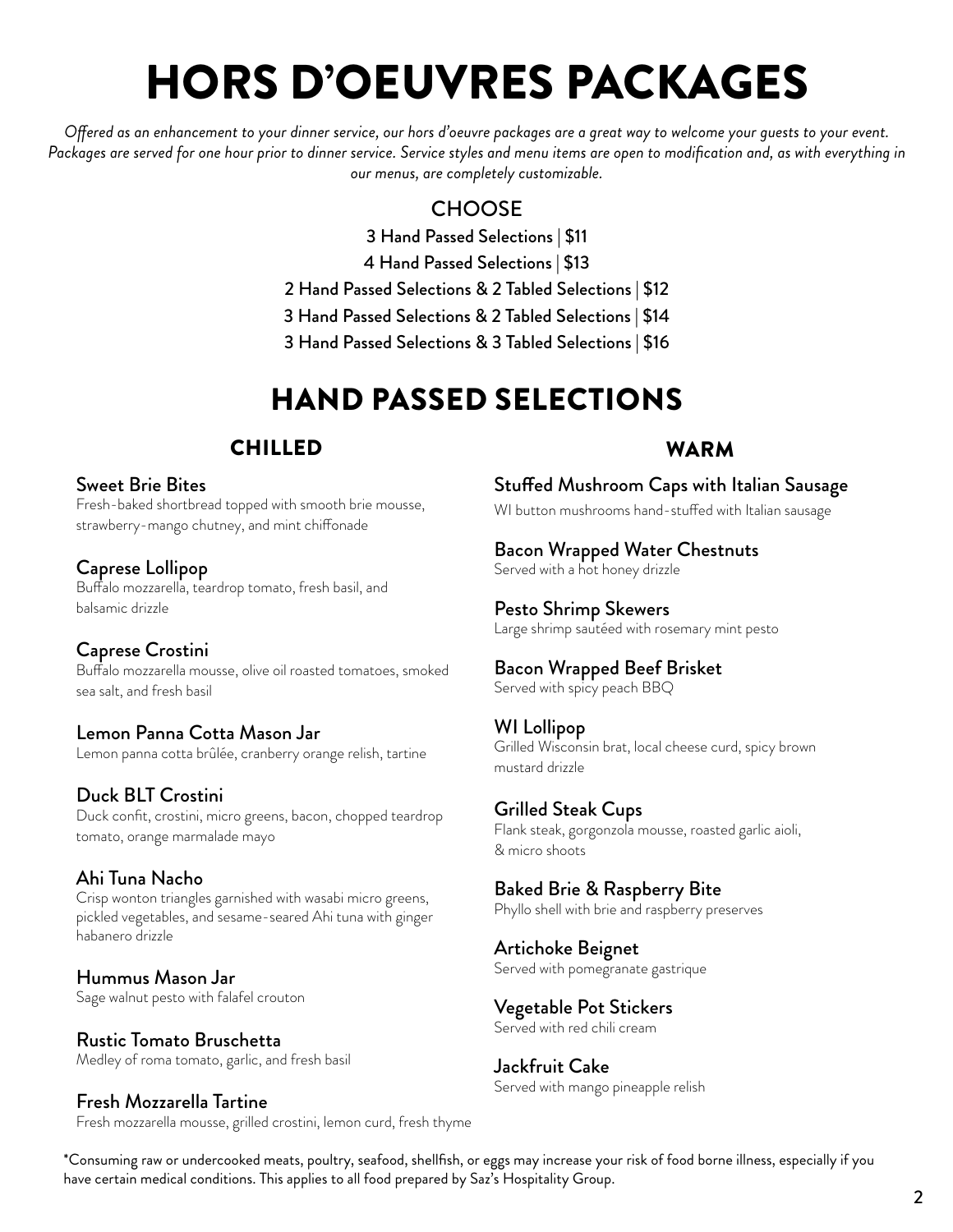# HORS D'OEUVRES PACKAGES

*Offered as an enhancement to your dinner service, our hors d'oeuvre packages are a great way to welcome your guests to your event. Packages are served for one hour prior to dinner service. Service styles and menu items are open to modification and, as with everything in our menus, are completely customizable.*

### CHOOSE

3 Hand Passed Selections | $11

4 Hand Passed Selections | $13

2 Hand Passed Selections & 2 Tabled Selections | $12

3 Hand Passed Selections & 2 Tabled Selections | $14

3 Hand Passed Selections & 3 Tabled Selections | $16

## HAND PASSED SELECTIONS

### CHILLED

**Sweet Brie Bites**
Fresh-baked shortbread topped with smooth brie mousse, strawberry-mango chutney, and mint chiffonade

**Caprese Lollipop**
Buffalo mozzarella, teardrop tomato, fresh basil, and balsamic drizzle

**Caprese Crostini**
Buffalo mozzarella mousse, olive oil roasted tomatoes, smoked sea salt, and fresh basil

**Lemon Panna Cotta Mason Jar**
Lemon panna cotta brûlée, cranberry orange relish, tartine

**Duck BLT Crostini**
Duck confit, crostini, micro greens, bacon, chopped teardrop tomato, orange marmalade mayo

**Ahi Tuna Nacho**
Crisp wonton triangles garnished with wasabi micro greens, pickled vegetables, and sesame-seared Ahi tuna with ginger habanero drizzle

**Hummus Mason Jar**
Sage walnut pesto with falafel crouton

**Rustic Tomato Bruschetta**
Medley of roma tomato, garlic, and fresh basil

**Fresh Mozzarella Tartine**
Fresh mozzarella mousse, grilled crostini, lemon curd, fresh thyme

### WARM

**Stuffed Mushroom Caps with Italian Sausage**
WI button mushrooms hand-stuffed with Italian sausage

**Bacon Wrapped Water Chestnuts**
Served with a hot honey drizzle

**Pesto Shrimp Skewers**
Large shrimp sautéed with rosemary mint pesto

**Bacon Wrapped Beef Brisket**
Served with spicy peach BBQ

**WI Lollipop**
Grilled Wisconsin brat, local cheese curd, spicy brown mustard drizzle

**Grilled Steak Cups**
Flank steak, gorgonzola mousse, roasted garlic aioli, & micro shoots

**Baked Brie & Raspberry Bite**
Phyllo shell with brie and raspberry preserves

**Artichoke Beignet**
Served with pomegranate gastrique

**Vegetable Pot Stickers**
Served with red chili cream

**Jackfruit Cake**
Served with mango pineapple relish

*Consuming raw or undercooked meats, poultry, seafood, shellfish, or eggs may increase your risk of food borne illness, especially if you have certain medical conditions. This applies to all food prepared by Saz's Hospitality Group.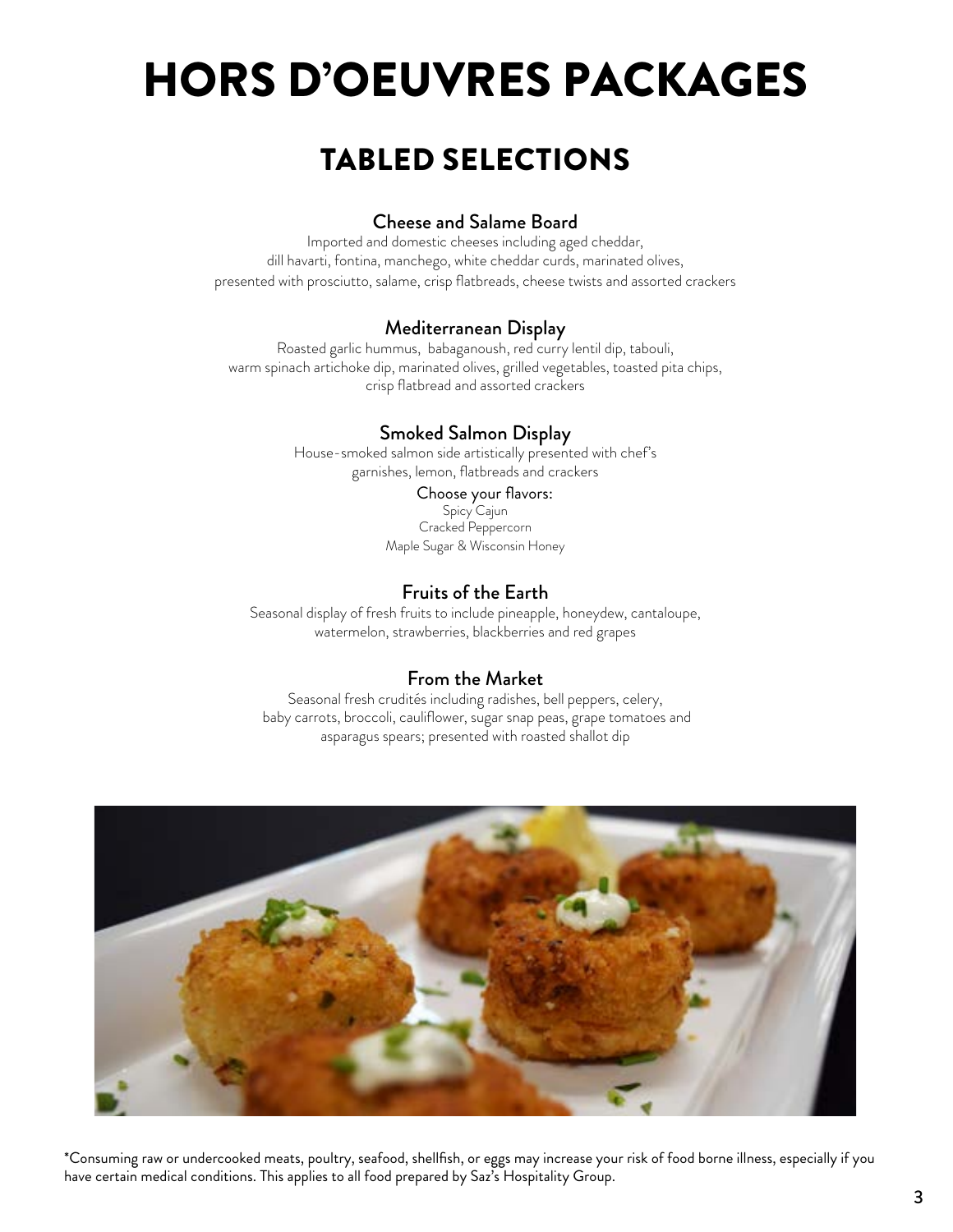# HORS D'OEUVRES PACKAGES

## TABLED SELECTIONS

### Cheese and Salame Board

Imported and domestic cheeses including aged cheddar, dill havarti, fontina, manchego, white cheddar curds, marinated olives, presented with prosciutto, salame, crisp flatbreads, cheese twists and assorted crackers

### Mediterranean Display

Roasted garlic hummus, babaganoush, red curry lentil dip, tabouli, warm spinach artichoke dip, marinated olives, grilled vegetables, toasted pita chips, crisp flatbread and assorted crackers

### Smoked Salmon Display

House-smoked salmon side artistically presented with chef's garnishes, lemon, flatbreads and crackers

Choose your flavors:

Spicy Cajun

Cracked Peppercorn

Maple Sugar & Wisconsin Honey

### Fruits of the Earth

Seasonal display of fresh fruits to include pineapple, honeydew, cantaloupe, watermelon, strawberries, blackberries and red grapes

### From the Market

Seasonal fresh crudités including radishes, bell peppers, celery, baby carrots, broccoli, cauliflower, sugar snap peas, grape tomatoes and asparagus spears; presented with roasted shallot dip

*Consuming raw or undercooked meats, poultry, seafood, shellfish, or eggs may increase your risk of food borne illness, especially if you have certain medical conditions. This applies to all food prepared by Saz's Hospitality Group.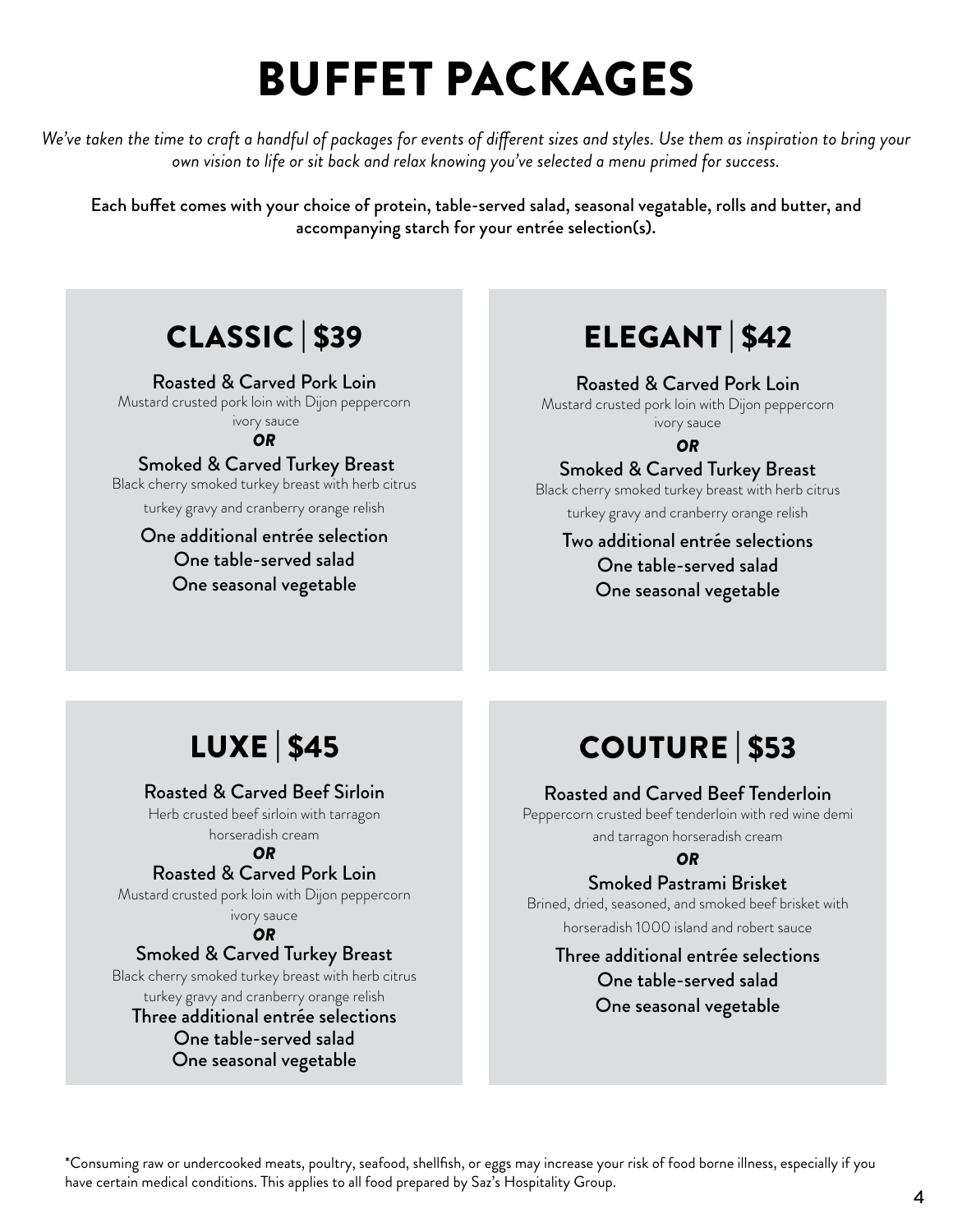# BUFFET PACKAGES

*We've taken the time to craft a handful of packages for events of different sizes and styles. Use them as inspiration to bring your own vision to life or sit back and relax knowing you've selected a menu primed for success.*

Each buffet comes with your choice of protein, table-served salad, seasonal vegatable, rolls and butter, and accompanying starch for your entrée selection(s).

## CLASSIC | $39

Roasted & Carved Pork Loin
Mustard crusted pork loin with Dijon peppercorn ivory sauce

***OR***

Smoked & Carved Turkey Breast
Black cherry smoked turkey breast with herb citrus turkey gravy and cranberry orange relish

One additional entrée selection
One table-served salad
One seasonal vegetable

## ELEGANT | $42

Roasted & Carved Pork Loin
Mustard crusted pork loin with Dijon peppercorn ivory sauce

***OR***

Smoked & Carved Turkey Breast
Black cherry smoked turkey breast with herb citrus turkey gravy and cranberry orange relish

Two additional entrée selections
One table-served salad
One seasonal vegetable

## LUXE | $45

Roasted & Carved Beef Sirloin
Herb crusted beef sirloin with tarragon horseradish cream

***OR***

Roasted & Carved Pork Loin
Mustard crusted pork loin with Dijon peppercorn ivory sauce

***OR***

Smoked & Carved Turkey Breast
Black cherry smoked turkey breast with herb citrus turkey gravy and cranberry orange relish

Three additional entrée selections
One table-served salad
One seasonal vegetable

## COUTURE | $53

Roasted and Carved Beef Tenderloin
Peppercorn crusted beef tenderloin with red wine demi and tarragon horseradish cream

***OR***

Smoked Pastrami Brisket
Brined, dried, seasoned, and smoked beef brisket with horseradish 1000 island and robert sauce

Three additional entrée selections
One table-served salad
One seasonal vegetable

*Consuming raw or undercooked meats, poultry, seafood, shellfish, or eggs may increase your risk of food borne illness, especially if you have certain medical conditions. This applies to all food prepared by Saz's Hospitality Group.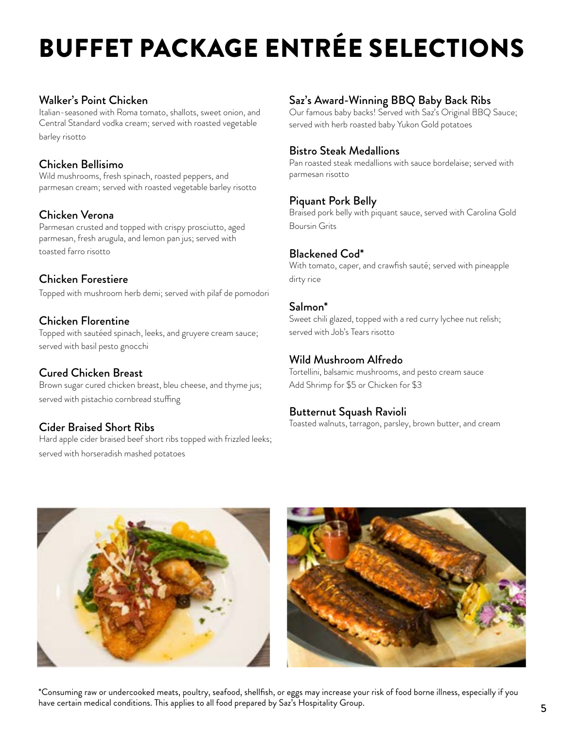# BUFFET PACKAGE ENTRÉE SELECTIONS

### Walker's Point Chicken

Italian-seasoned with Roma tomato, shallots, sweet onion, and Central Standard vodka cream; served with roasted vegetable barley risotto

### Chicken Bellisimo

Wild mushrooms, fresh spinach, roasted peppers, and parmesan cream; served with roasted vegetable barley risotto

### Chicken Verona

Parmesan crusted and topped with crispy prosciutto, aged parmesan, fresh arugula, and lemon pan jus; served with toasted farro risotto

### Chicken Forestiere

Topped with mushroom herb demi; served with pilaf de pomodori

### Chicken Florentine

Topped with sautéed spinach, leeks, and gruyere cream sauce; served with basil pesto gnocchi

### Cured Chicken Breast

Brown sugar cured chicken breast, bleu cheese, and thyme jus; served with pistachio cornbread stuffing

### Cider Braised Short Ribs

Hard apple cider braised beef short ribs topped with frizzled leeks; served with horseradish mashed potatoes

### Saz's Award-Winning BBQ Baby Back Ribs

Our famous baby backs! Served with Saz's Original BBQ Sauce; served with herb roasted baby Yukon Gold potatoes

### Bistro Steak Medallions

Pan roasted steak medallions with sauce bordelaise; served with parmesan risotto

### Piquant Pork Belly

Braised pork belly with piquant sauce, served with Carolina Gold Boursin Grits

### Blackened Cod*

With tomato, caper, and crawfish sauté; served with pineapple dirty rice

### Salmon*

Sweet chili glazed, topped with a red curry lychee nut relish; served with Job's Tears risotto

### Wild Mushroom Alfredo

Tortellini, balsamic mushrooms, and pesto cream sauce
Add Shrimp for $5 or Chicken for $3

### Butternut Squash Ravioli

Toasted walnuts, tarragon, parsley, brown butter, and cream

*Consuming raw or undercooked meats, poultry, seafood, shellfish, or eggs may increase your risk of food borne illness, especially if you have certain medical conditions. This applies to all food prepared by Saz's Hospitality Group.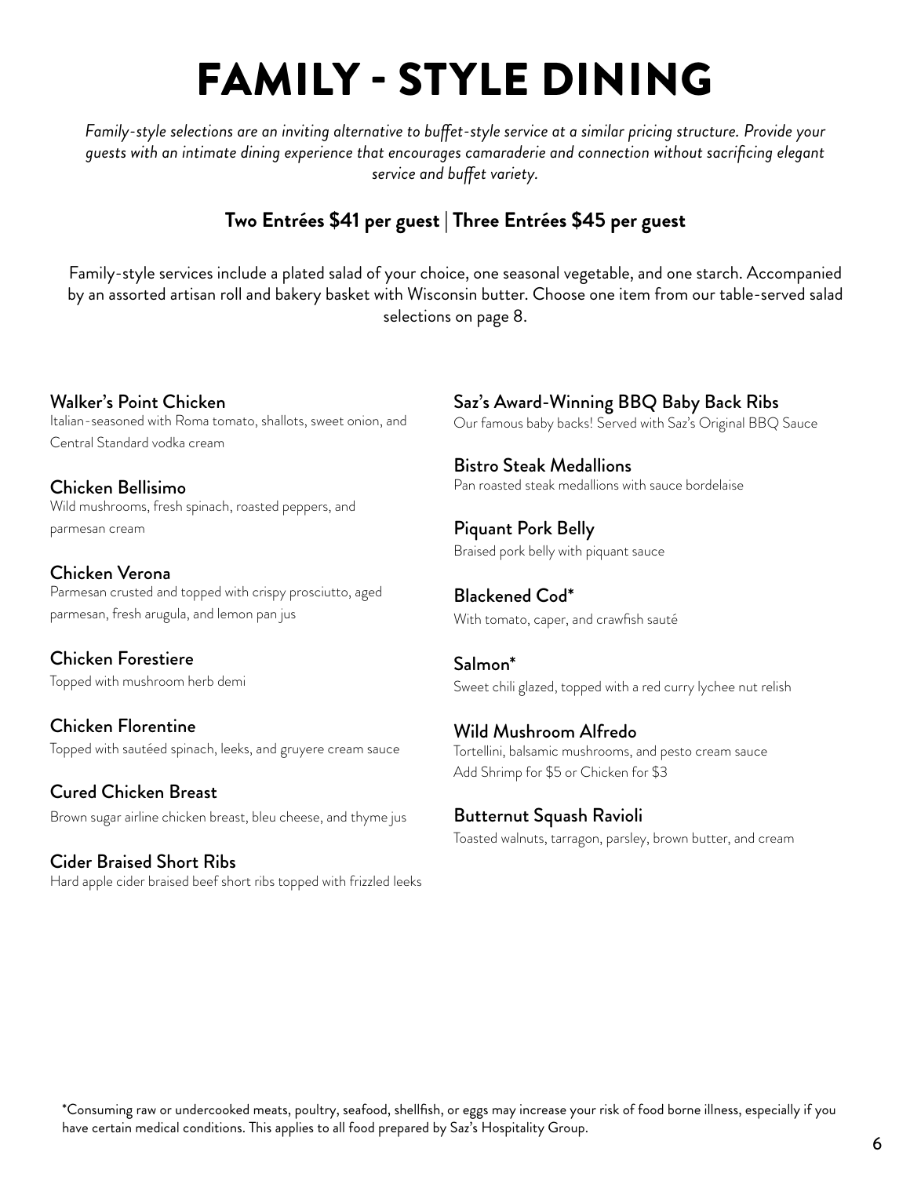# FAMILY - STYLE DINING

*Family-style selections are an inviting alternative to buffet-style service at a similar pricing structure. Provide your guests with an intimate dining experience that encourages camaraderie and connection without sacrificing elegant service and buffet variety.*

**Two Entrées $41 per guest | Three Entrées $45 per guest**

Family-style services include a plated salad of your choice, one seasonal vegetable, and one starch. Accompanied by an assorted artisan roll and bakery basket with Wisconsin butter. Choose one item from our table-served salad selections on page 8.

### Walker's Point Chicken
Italian-seasoned with Roma tomato, shallots, sweet onion, and Central Standard vodka cream

### Chicken Bellisimo
Wild mushrooms, fresh spinach, roasted peppers, and parmesan cream

### Chicken Verona
Parmesan crusted and topped with crispy prosciutto, aged parmesan, fresh arugula, and lemon pan jus

### Chicken Forestiere
Topped with mushroom herb demi

### Chicken Florentine
Topped with sautéed spinach, leeks, and gruyere cream sauce

### Cured Chicken Breast
Brown sugar airline chicken breast, bleu cheese, and thyme jus

### Cider Braised Short Ribs
Hard apple cider braised beef short ribs topped with frizzled leeks

### Saz's Award-Winning BBQ Baby Back Ribs
Our famous baby backs! Served with Saz's Original BBQ Sauce

### Bistro Steak Medallions
Pan roasted steak medallions with sauce bordelaise

### Piquant Pork Belly
Braised pork belly with piquant sauce

### Blackened Cod*
With tomato, caper, and crawfish sauté

### Salmon*
Sweet chili glazed, topped with a red curry lychee nut relish

### Wild Mushroom Alfredo
Tortellini, balsamic mushrooms, and pesto cream sauce
Add Shrimp for $5 or Chicken for $3

### Butternut Squash Ravioli
Toasted walnuts, tarragon, parsley, brown butter, and cream

*Consuming raw or undercooked meats, poultry, seafood, shellfish, or eggs may increase your risk of food borne illness, especially if you have certain medical conditions. This applies to all food prepared by Saz's Hospitality Group.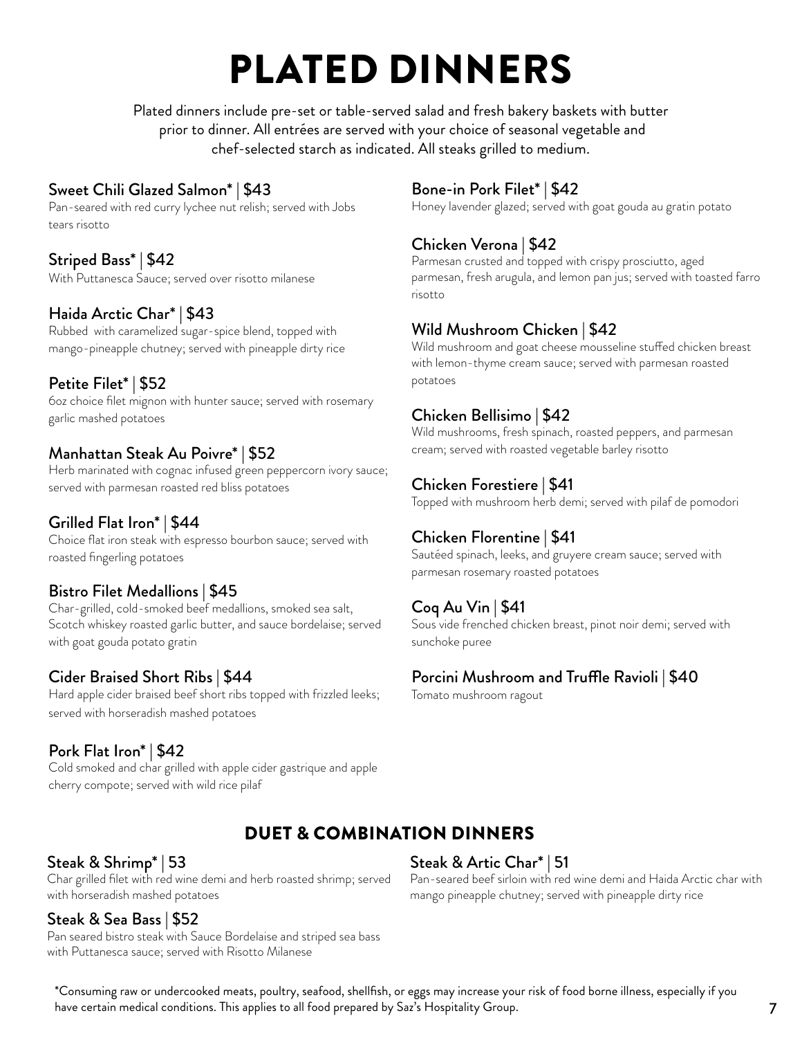# PLATED DINNERS

Plated dinners include pre-set or table-served salad and fresh bakery baskets with butter prior to dinner. All entrées are served with your choice of seasonal vegetable and chef-selected starch as indicated. All steaks grilled to medium.

### Sweet Chili Glazed Salmon* | $43
Pan-seared with red curry lychee nut relish; served with Jobs tears risotto

### Striped Bass* | $42
With Puttanesca Sauce; served over risotto milanese

### Haida Arctic Char* | $43
Rubbed with caramelized sugar-spice blend, topped with mango-pineapple chutney; served with pineapple dirty rice

### Petite Filet* | $52
6oz choice filet mignon with hunter sauce; served with rosemary garlic mashed potatoes

### Manhattan Steak Au Poivre* | $52
Herb marinated with cognac infused green peppercorn ivory sauce; served with parmesan roasted red bliss potatoes

### Grilled Flat Iron* | $44
Choice flat iron steak with espresso bourbon sauce; served with roasted fingerling potatoes

### Bistro Filet Medallions | $45
Char-grilled, cold-smoked beef medallions, smoked sea salt, Scotch whiskey roasted garlic butter, and sauce bordelaise; served with goat gouda potato gratin

### Cider Braised Short Ribs | $44
Hard apple cider braised beef short ribs topped with frizzled leeks; served with horseradish mashed potatoes

### Pork Flat Iron* | $42
Cold smoked and char grilled with apple cider gastrique and apple cherry compote; served with wild rice pilaf

### Bone-in Pork Filet* | $42
Honey lavender glazed; served with goat gouda au gratin potato

### Chicken Verona | $42
Parmesan crusted and topped with crispy prosciutto, aged parmesan, fresh arugula, and lemon pan jus; served with toasted farro risotto

### Wild Mushroom Chicken | $42
Wild mushroom and goat cheese mousseline stuffed chicken breast with lemon-thyme cream sauce; served with parmesan roasted potatoes

### Chicken Bellisimo | $42
Wild mushrooms, fresh spinach, roasted peppers, and parmesan cream; served with roasted vegetable barley risotto

### Chicken Forestiere | $41
Topped with mushroom herb demi; served with pilaf de pomodori

### Chicken Florentine | $41
Sautéed spinach, leeks, and gruyere cream sauce; served with parmesan rosemary roasted potatoes

### Coq Au Vin | $41
Sous vide frenched chicken breast, pinot noir demi; served with sunchoke puree

### Porcini Mushroom and Truffle Ravioli | $40
Tomato mushroom ragout

## DUET & COMBINATION DINNERS

### Steak & Shrimp* | 53
Char grilled filet with red wine demi and herb roasted shrimp; served with horseradish mashed potatoes

### Steak & Sea Bass | $52
Pan seared bistro steak with Sauce Bordelaise and striped sea bass with Puttanesca sauce; served with Risotto Milanese

### Steak & Artic Char* | 51
Pan-seared beef sirloin with red wine demi and Haida Arctic char with mango pineapple chutney; served with pineapple dirty rice

*Consuming raw or undercooked meats, poultry, seafood, shellfish, or eggs may increase your risk of food borne illness, especially if you have certain medical conditions. This applies to all food prepared by Saz's Hospitality Group.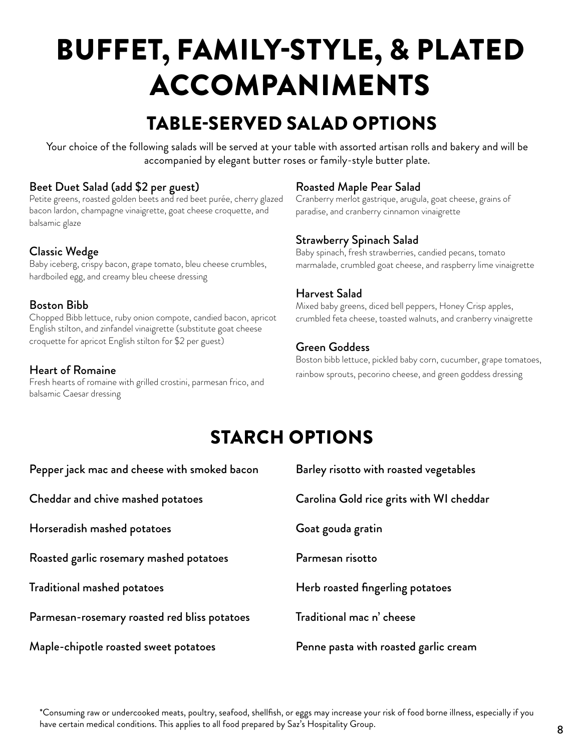# BUFFET, FAMILY-STYLE, & PLATED ACCOMPANIMENTS

## TABLE-SERVED SALAD OPTIONS

Your choice of the following salads will be served at your table with assorted artisan rolls and bakery and will be accompanied by elegant butter roses or family-style butter plate.

### Beet Duet Salad (add $2 per guest)
Petite greens, roasted golden beets and red beet purée, cherry glazed bacon lardon, champagne vinaigrette, goat cheese croquette, and balsamic glaze

### Classic Wedge
Baby iceberg, crispy bacon, grape tomato, bleu cheese crumbles, hardboiled egg, and creamy bleu cheese dressing

### Boston Bibb
Chopped Bibb lettuce, ruby onion compote, candied bacon, apricot English stilton, and zinfandel vinaigrette (substitute goat cheese croquette for apricot English stilton for $2 per guest)

### Heart of Romaine
Fresh hearts of romaine with grilled crostini, parmesan frico, and balsamic Caesar dressing

### Roasted Maple Pear Salad
Cranberry merlot gastrique, arugula, goat cheese, grains of paradise, and cranberry cinnamon vinaigrette

### Strawberry Spinach Salad
Baby spinach, fresh strawberries, candied pecans, tomato marmalade, crumbled goat cheese, and raspberry lime vinaigrette

### Harvest Salad
Mixed baby greens, diced bell peppers, Honey Crisp apples, crumbled feta cheese, toasted walnuts, and cranberry vinaigrette

### Green Goddess
Boston bibb lettuce, pickled baby corn, cucumber, grape tomatoes, rainbow sprouts, pecorino cheese, and green goddess dressing

## STARCH OPTIONS

- Pepper jack mac and cheese with smoked bacon
- Cheddar and chive mashed potatoes
- Horseradish mashed potatoes
- Roasted garlic rosemary mashed potatoes
- Traditional mashed potatoes
- Parmesan-rosemary roasted red bliss potatoes
- Maple-chipotle roasted sweet potatoes
- Barley risotto with roasted vegetables
- Carolina Gold rice grits with WI cheddar
- Goat gouda gratin
- Parmesan risotto
- Herb roasted fingerling potatoes
- Traditional mac n' cheese
- Penne pasta with roasted garlic cream

*Consuming raw or undercooked meats, poultry, seafood, shellfish, or eggs may increase your risk of food borne illness, especially if you have certain medical conditions. This applies to all food prepared by Saz's Hospitality Group.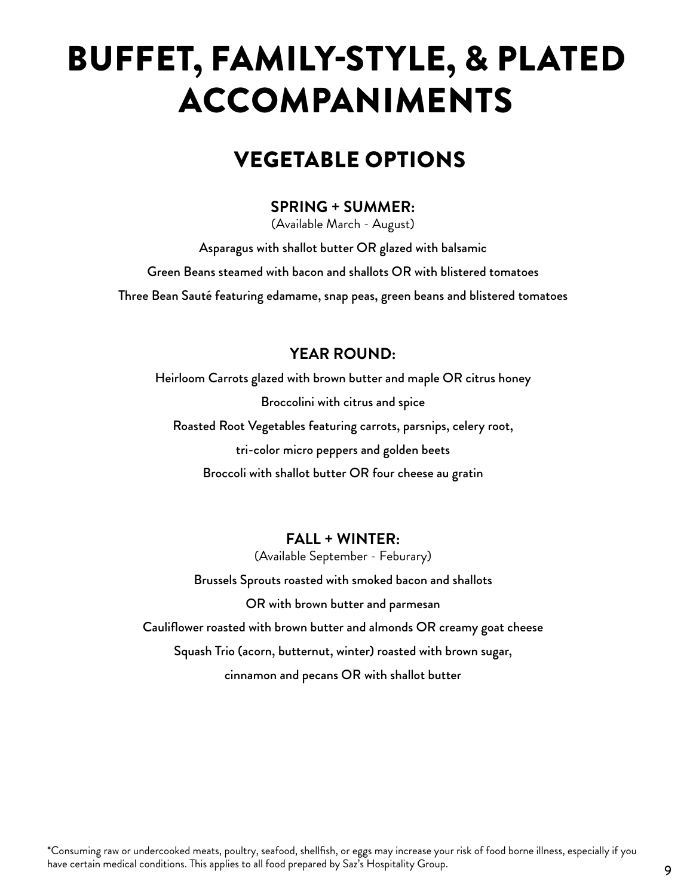# BUFFET, FAMILY-STYLE, & PLATED ACCOMPANIMENTS

## VEGETABLE OPTIONS

### SPRING + SUMMER:

(Available March - August)

Asparagus with shallot butter OR glazed with balsamic

Green Beans steamed with bacon and shallots OR with blistered tomatoes

Three Bean Sauté featuring edamame, snap peas, green beans and blistered tomatoes

### YEAR ROUND:

Heirloom Carrots glazed with brown butter and maple OR citrus honey

Broccolini with citrus and spice

Roasted Root Vegetables featuring carrots, parsnips, celery root, tri-color micro peppers and golden beets

Broccoli with shallot butter OR four cheese au gratin

### FALL + WINTER:

(Available September - Feburary)

Brussels Sprouts roasted with smoked bacon and shallots OR with brown butter and parmesan

Cauliflower roasted with brown butter and almonds OR creamy goat cheese

Squash Trio (acorn, butternut, winter) roasted with brown sugar, cinnamon and pecans OR with shallot butter

*Consuming raw or undercooked meats, poultry, seafood, shellfish, or eggs may increase your risk of food borne illness, especially if you have certain medical conditions. This applies to all food prepared by Saz's Hospitality Group.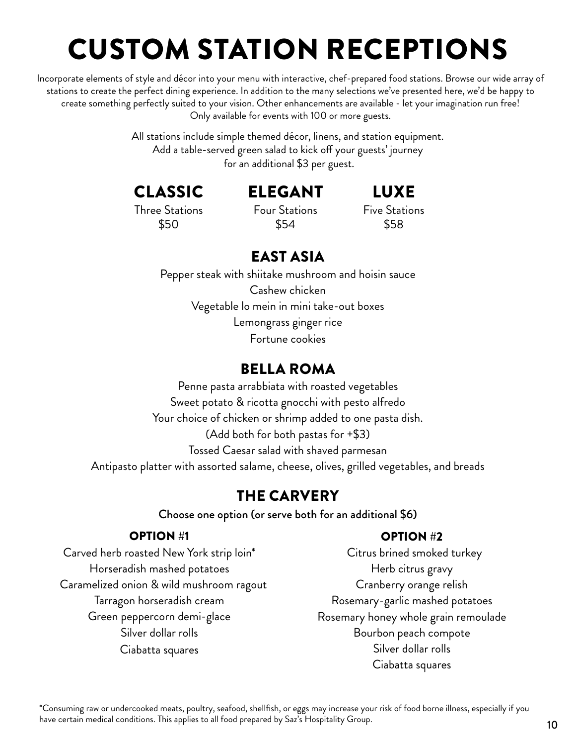# CUSTOM STATION RECEPTIONS

Incorporate elements of style and décor into your menu with interactive, chef-prepared food stations. Browse our wide array of stations to create the perfect dining experience. In addition to the many selections we've presented here, we'd be happy to create something perfectly suited to your vision. Other enhancements are available - let your imagination run free! Only available for events with 100 or more guests.

All stations include simple themed décor, linens, and station equipment.
Add a table-served green salad to kick off your guests' journey for an additional $3 per guest.

## CLASSIC

Three Stations
$50

## ELEGANT

Four Stations
$54

## LUXE

Five Stations
$58

## EAST ASIA

Pepper steak with shiitake mushroom and hoisin sauce
Cashew chicken
Vegetable lo mein in mini take-out boxes
Lemongrass ginger rice
Fortune cookies

## BELLA ROMA

Penne pasta arrabbiata with roasted vegetables
Sweet potato & ricotta gnocchi with pesto alfredo
Your choice of chicken or shrimp added to one pasta dish.
(Add both for both pastas for +$3)
Tossed Caesar salad with shaved parmesan
Antipasto platter with assorted salame, cheese, olives, grilled vegetables, and breads

## THE CARVERY

**Choose one option (or serve both for an additional $6)**

### OPTION #1

Carved herb roasted New York strip loin*
Horseradish mashed potatoes
Caramelized onion & wild mushroom ragout
Tarragon horseradish cream
Green peppercorn demi-glace
Silver dollar rolls
Ciabatta squares

### OPTION #2

Citrus brined smoked turkey
Herb citrus gravy
Cranberry orange relish
Rosemary-garlic mashed potatoes
Rosemary honey whole grain remoulade
Bourbon peach compote
Silver dollar rolls
Ciabatta squares

*Consuming raw or undercooked meats, poultry, seafood, shellfish, or eggs may increase your risk of food borne illness, especially if you have certain medical conditions. This applies to all food prepared by Saz's Hospitality Group.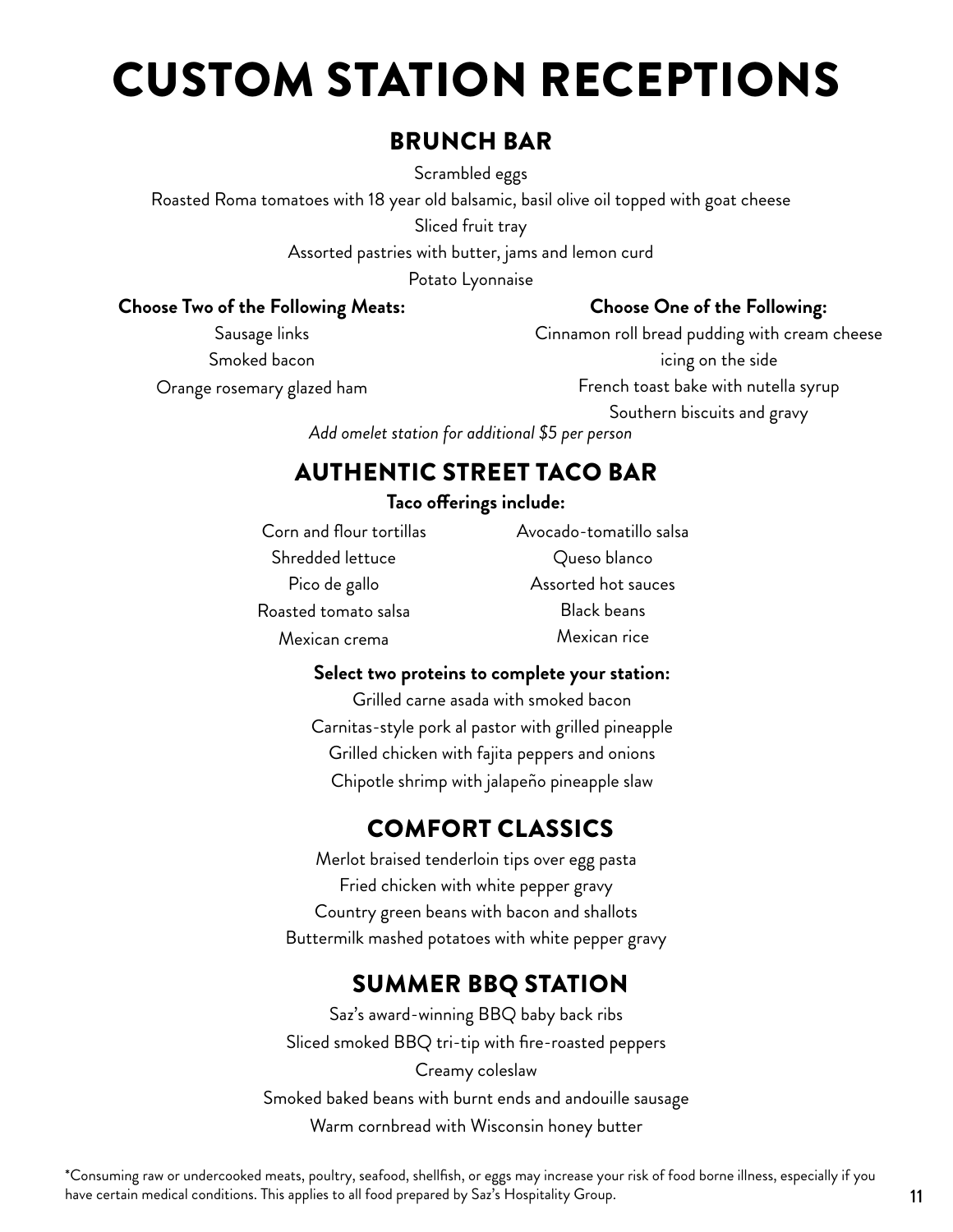# CUSTOM STATION RECEPTIONS

## BRUNCH BAR

Scrambled eggs

Roasted Roma tomatoes with 18 year old balsamic, basil olive oil topped with goat cheese

Sliced fruit tray

Assorted pastries with butter, jams and lemon curd

Potato Lyonnaise

**Choose Two of the Following Meats:**

Sausage links

Smoked bacon

Orange rosemary glazed ham

**Choose One of the Following:**

Cinnamon roll bread pudding with cream cheese icing on the side

French toast bake with nutella syrup

Southern biscuits and gravy

*Add omelet station for additional $5 per person*

## AUTHENTIC STREET TACO BAR

**Taco offerings include:**

Corn and flour tortillas

Shredded lettuce

Pico de gallo

Roasted tomato salsa

Mexican crema

Avocado-tomatillo salsa

Queso blanco

Assorted hot sauces

Black beans

Mexican rice

**Select two proteins to complete your station:**

Grilled carne asada with smoked bacon

Carnitas-style pork al pastor with grilled pineapple

Grilled chicken with fajita peppers and onions

Chipotle shrimp with jalapeño pineapple slaw

## COMFORT CLASSICS

Merlot braised tenderloin tips over egg pasta

Fried chicken with white pepper gravy

Country green beans with bacon and shallots

Buttermilk mashed potatoes with white pepper gravy

## SUMMER BBQ STATION

Saz's award-winning BBQ baby back ribs

Sliced smoked BBQ tri-tip with fire-roasted peppers

Creamy coleslaw

Smoked baked beans with burnt ends and andouille sausage

Warm cornbread with Wisconsin honey butter

*Consuming raw or undercooked meats, poultry, seafood, shellfish, or eggs may increase your risk of food borne illness, especially if you have certain medical conditions. This applies to all food prepared by Saz's Hospitality Group.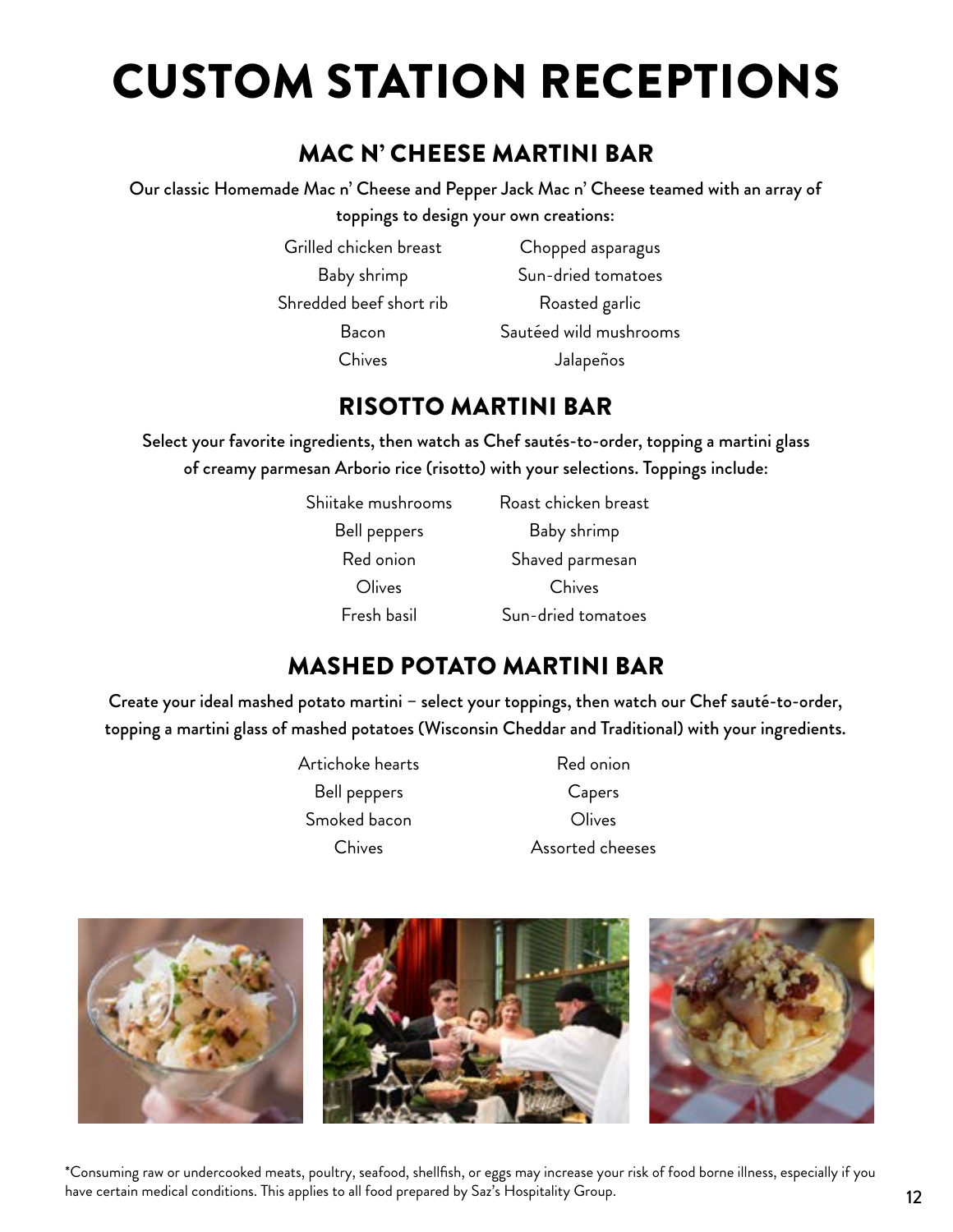# CUSTOM STATION RECEPTIONS

## MAC N' CHEESE MARTINI BAR

**Our classic Homemade Mac n' Cheese and Pepper Jack Mac n' Cheese teamed with an array of toppings to design your own creations:**

- Grilled chicken breast
- Baby shrimp
- Shredded beef short rib
- Bacon
- Chives
- Chopped asparagus
- Sun-dried tomatoes
- Roasted garlic
- Sautéed wild mushrooms
- Jalapeños

## RISOTTO MARTINI BAR

**Select your favorite ingredients, then watch as Chef sautés-to-order, topping a martini glass of creamy parmesan Arborio rice (risotto) with your selections. Toppings include:**

- Shiitake mushrooms
- Bell peppers
- Red onion
- Olives
- Fresh basil
- Roast chicken breast
- Baby shrimp
- Shaved parmesan
- Chives
- Sun-dried tomatoes

## MASHED POTATO MARTINI BAR

**Create your ideal mashed potato martini – select your toppings, then watch our Chef sauté-to-order, topping a martini glass of mashed potatoes (Wisconsin Cheddar and Traditional) with your ingredients.**

- Artichoke hearts
- Bell peppers
- Smoked bacon
- Chives
- Red onion
- Capers
- Olives
- Assorted cheeses

*Consuming raw or undercooked meats, poultry, seafood, shellfish, or eggs may increase your risk of food borne illness, especially if you have certain medical conditions. This applies to all food prepared by Saz's Hospitality Group.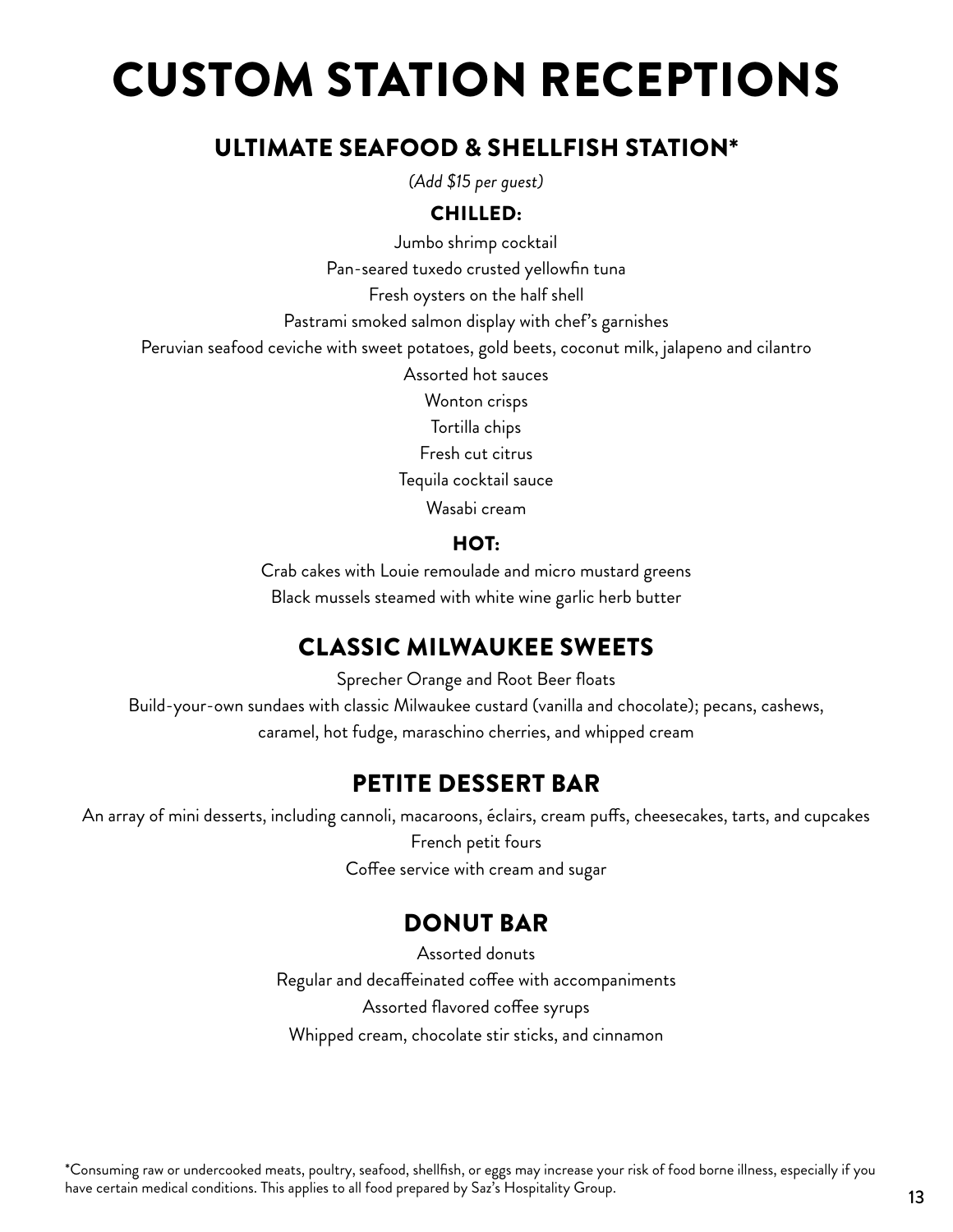# CUSTOM STATION RECEPTIONS

## ULTIMATE SEAFOOD & SHELLFISH STATION*

*(Add $15 per guest)*

### CHILLED:

Jumbo shrimp cocktail

Pan-seared tuxedo crusted yellowfin tuna

Fresh oysters on the half shell

Pastrami smoked salmon display with chef's garnishes

Peruvian seafood ceviche with sweet potatoes, gold beets, coconut milk, jalapeno and cilantro

Assorted hot sauces

Wonton crisps

Tortilla chips

Fresh cut citrus

Tequila cocktail sauce

Wasabi cream

### HOT:

Crab cakes with Louie remoulade and micro mustard greens

Black mussels steamed with white wine garlic herb butter

## CLASSIC MILWAUKEE SWEETS

Sprecher Orange and Root Beer floats

Build-your-own sundaes with classic Milwaukee custard (vanilla and chocolate); pecans, cashews, caramel, hot fudge, maraschino cherries, and whipped cream

## PETITE DESSERT BAR

An array of mini desserts, including cannoli, macaroons, éclairs, cream puffs, cheesecakes, tarts, and cupcakes

French petit fours

Coffee service with cream and sugar

## DONUT BAR

Assorted donuts

Regular and decaffeinated coffee with accompaniments

Assorted flavored coffee syrups

Whipped cream, chocolate stir sticks, and cinnamon

*Consuming raw or undercooked meats, poultry, seafood, shellfish, or eggs may increase your risk of food borne illness, especially if you have certain medical conditions. This applies to all food prepared by Saz's Hospitality Group.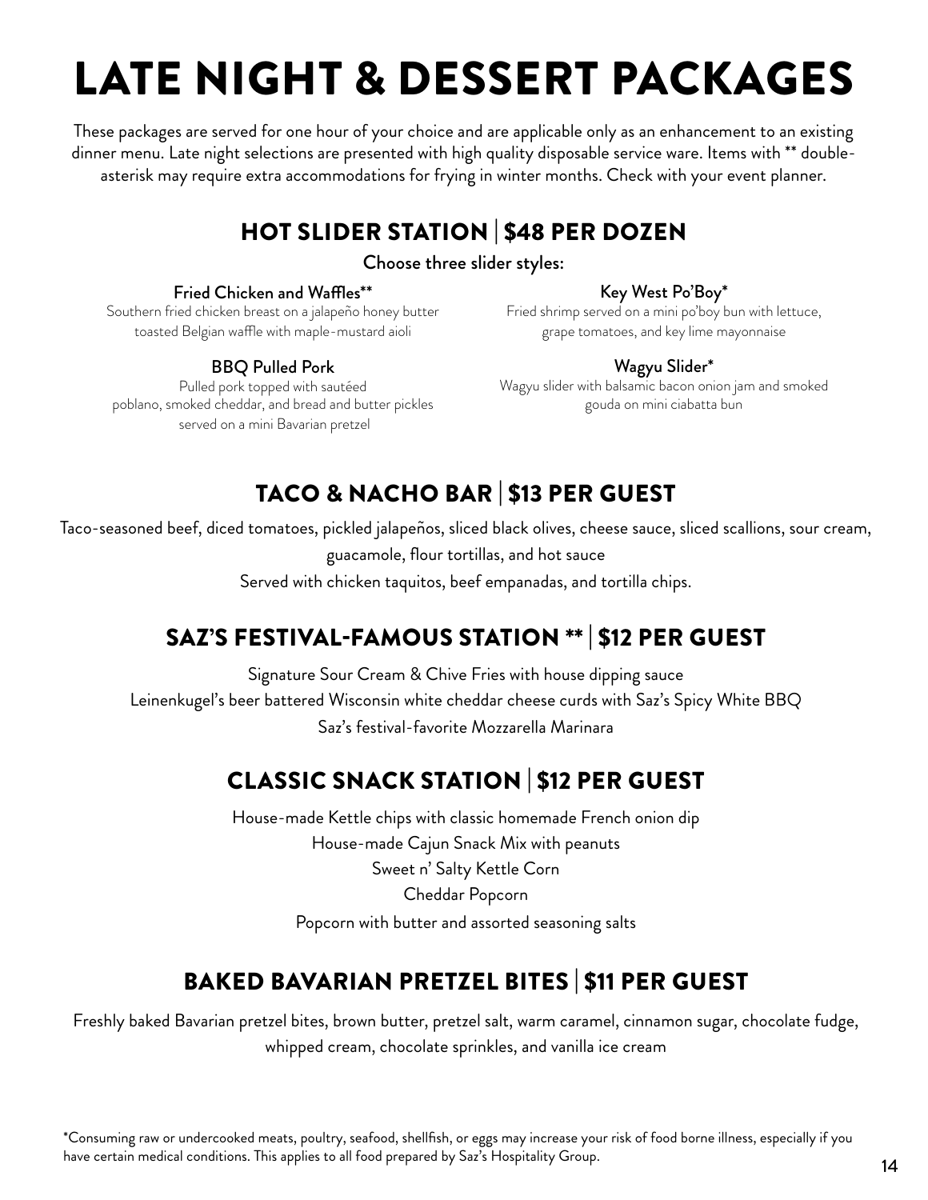# LATE NIGHT & DESSERT PACKAGES

These packages are served for one hour of your choice and are applicable only as an enhancement to an existing dinner menu. Late night selections are presented with high quality disposable service ware. Items with ** double-asterisk may require extra accommodations for frying in winter months. Check with your event planner.

## HOT SLIDER STATION | $48 PER DOZEN

Choose three slider styles:

**Fried Chicken and Waffles****
Southern fried chicken breast on a jalapeño honey butter toasted Belgian waffle with maple-mustard aioli

**BBQ Pulled Pork**
Pulled pork topped with sautéed poblano, smoked cheddar, and bread and butter pickles served on a mini Bavarian pretzel

**Key West Po'Boy***
Fried shrimp served on a mini po'boy bun with lettuce, grape tomatoes, and key lime mayonnaise

**Wagyu Slider***
Wagyu slider with balsamic bacon onion jam and smoked gouda on mini ciabatta bun

## TACO & NACHO BAR | $13 PER GUEST

Taco-seasoned beef, diced tomatoes, pickled jalapeños, sliced black olives, cheese sauce, sliced scallions, sour cream, guacamole, flour tortillas, and hot sauce

Served with chicken taquitos, beef empanadas, and tortilla chips.

## SAZ'S FESTIVAL-FAMOUS STATION ** | $12 PER GUEST

Signature Sour Cream & Chive Fries with house dipping sauce

Leinenkugel's beer battered Wisconsin white cheddar cheese curds with Saz's Spicy White BBQ

Saz's festival-favorite Mozzarella Marinara

## CLASSIC SNACK STATION | $12 PER GUEST

House-made Kettle chips with classic homemade French onion dip

House-made Cajun Snack Mix with peanuts

Sweet n' Salty Kettle Corn

Cheddar Popcorn

Popcorn with butter and assorted seasoning salts

## BAKED BAVARIAN PRETZEL BITES | $11 PER GUEST

Freshly baked Bavarian pretzel bites, brown butter, pretzel salt, warm caramel, cinnamon sugar, chocolate fudge, whipped cream, chocolate sprinkles, and vanilla ice cream

*Consuming raw or undercooked meats, poultry, seafood, shellfish, or eggs may increase your risk of food borne illness, especially if you have certain medical conditions. This applies to all food prepared by Saz's Hospitality Group.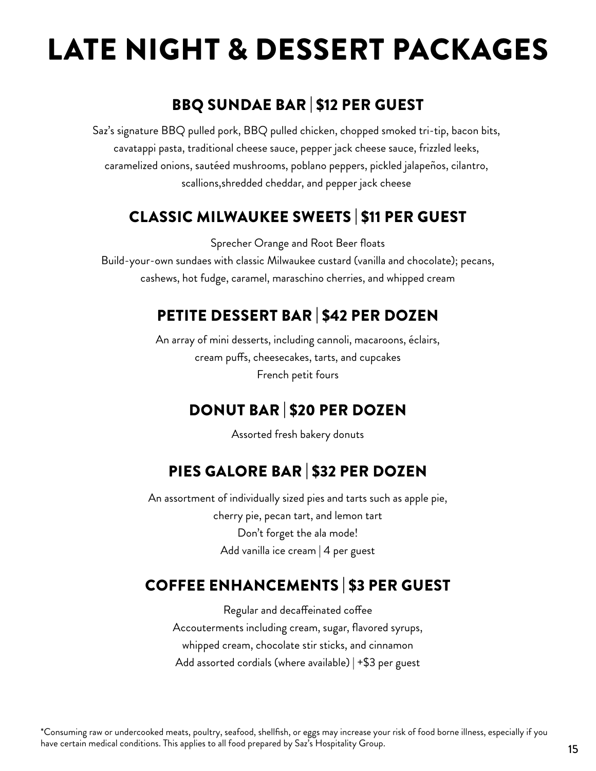# LATE NIGHT & DESSERT PACKAGES

## BBQ SUNDAE BAR | $12 PER GUEST

Saz's signature BBQ pulled pork, BBQ pulled chicken, chopped smoked tri-tip, bacon bits, cavatappi pasta, traditional cheese sauce, pepper jack cheese sauce, frizzled leeks, caramelized onions, sautéed mushrooms, poblano peppers, pickled jalapeños, cilantro, scallions,shredded cheddar, and pepper jack cheese

## CLASSIC MILWAUKEE SWEETS | $11 PER GUEST

Sprecher Orange and Root Beer floats

Build-your-own sundaes with classic Milwaukee custard (vanilla and chocolate); pecans, cashews, hot fudge, caramel, maraschino cherries, and whipped cream

## PETITE DESSERT BAR | $42 PER DOZEN

An array of mini desserts, including cannoli, macaroons, éclairs, cream puffs, cheesecakes, tarts, and cupcakes

French petit fours

## DONUT BAR | $20 PER DOZEN

Assorted fresh bakery donuts

## PIES GALORE BAR | $32 PER DOZEN

An assortment of individually sized pies and tarts such as apple pie, cherry pie, pecan tart, and lemon tart

Don't forget the ala mode!

Add vanilla ice cream | 4 per guest

## COFFEE ENHANCEMENTS | $3 PER GUEST

Regular and decaffeinated coffee

Accouterments including cream, sugar, flavored syrups, whipped cream, chocolate stir sticks, and cinnamon

Add assorted cordials (where available) | +$3 per guest

*Consuming raw or undercooked meats, poultry, seafood, shellfish, or eggs may increase your risk of food borne illness, especially if you have certain medical conditions. This applies to all food prepared by Saz's Hospitality Group.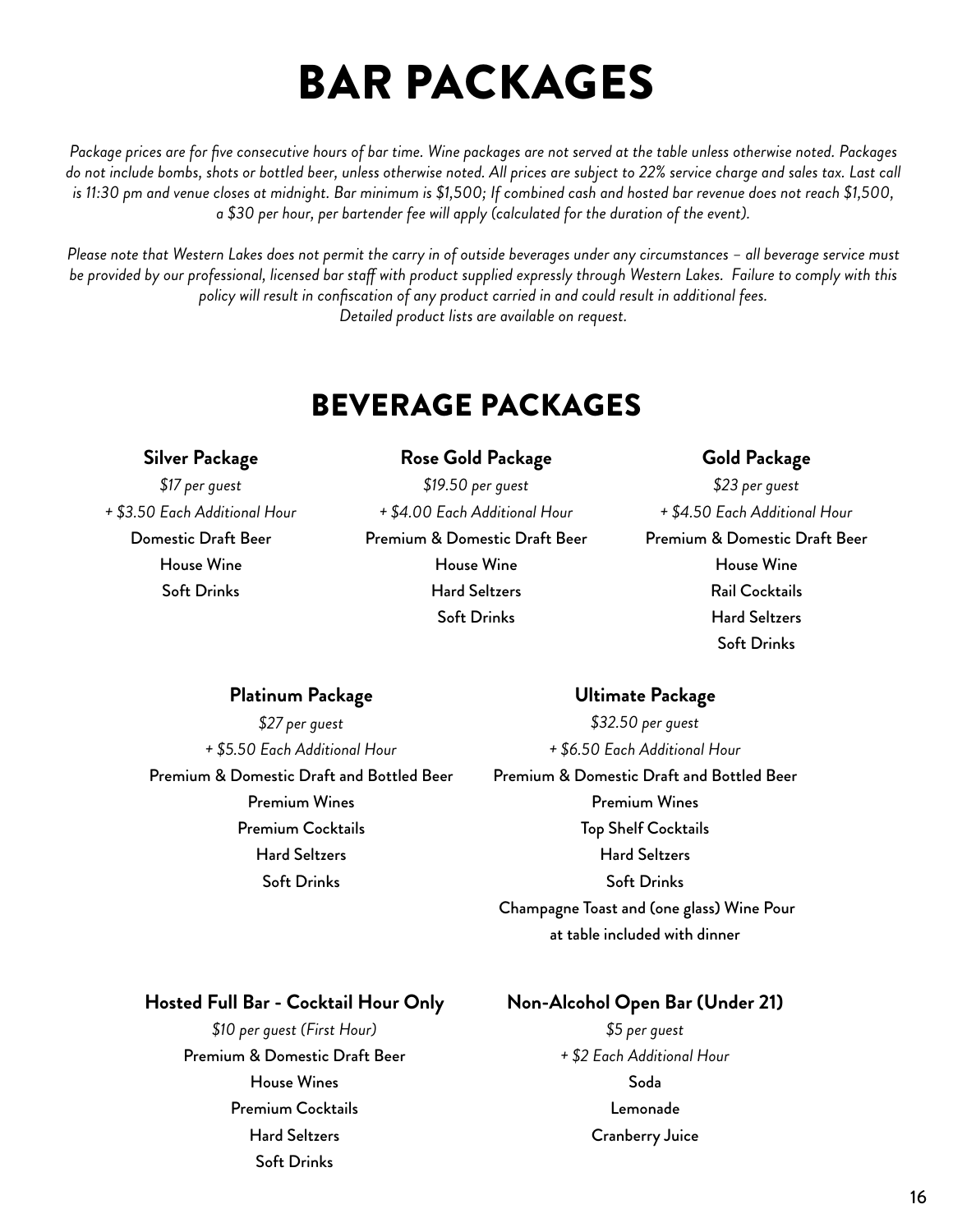# BAR PACKAGES

*Package prices are for five consecutive hours of bar time. Wine packages are not served at the table unless otherwise noted. Packages do not include bombs, shots or bottled beer, unless otherwise noted. All prices are subject to 22% service charge and sales tax. Last call is 11:30 pm and venue closes at midnight. Bar minimum is $1,500; If combined cash and hosted bar revenue does not reach $1,500, a $30 per hour, per bartender fee will apply (calculated for the duration of the event).*

*Please note that Western Lakes does not permit the carry in of outside beverages under any circumstances – all beverage service must be provided by our professional, licensed bar staff with product supplied expressly through Western Lakes. Failure to comply with this policy will result in confiscation of any product carried in and could result in additional fees.*
*Detailed product lists are available on request.*

## BEVERAGE PACKAGES

### Silver Package

*$17 per guest*
*+ $3.50 Each Additional Hour*

Domestic Draft Beer
House Wine
Soft Drinks

### Rose Gold Package

*$19.50 per guest*
*+ $4.00 Each Additional Hour*

Premium & Domestic Draft Beer
House Wine
Hard Seltzers
Soft Drinks

### Gold Package

*$23 per guest*
*+ $4.50 Each Additional Hour*

Premium & Domestic Draft Beer
House Wine
Rail Cocktails
Hard Seltzers
Soft Drinks

### Platinum Package

*$27 per guest*
*+ $5.50 Each Additional Hour*

Premium & Domestic Draft and Bottled Beer
Premium Wines
Premium Cocktails
Hard Seltzers
Soft Drinks

### Ultimate Package

*$32.50 per guest*
*+ $6.50 Each Additional Hour*

Premium & Domestic Draft and Bottled Beer
Premium Wines
Top Shelf Cocktails
Hard Seltzers
Soft Drinks
Champagne Toast and (one glass) Wine Pour at table included with dinner

### Hosted Full Bar - Cocktail Hour Only

*$10 per guest (First Hour)*

Premium & Domestic Draft Beer
House Wines
Premium Cocktails
Hard Seltzers
Soft Drinks

### Non-Alcohol Open Bar (Under 21)

*$5 per guest*
*+ $2 Each Additional Hour*

Soda
Lemonade
Cranberry Juice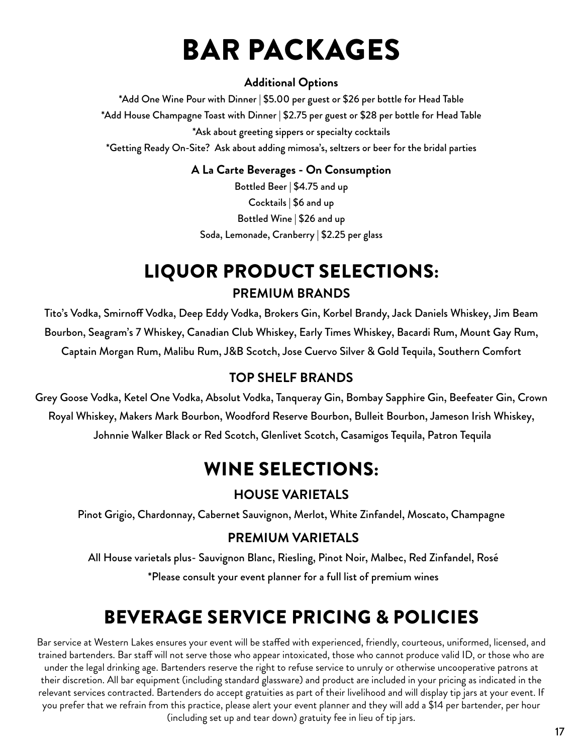# BAR PACKAGES

**Additional Options**

*Add One Wine Pour with Dinner | $5.00 per guest or $26 per bottle for Head Table

*Add House Champagne Toast with Dinner | $2.75 per guest or $28 per bottle for Head Table

*Ask about greeting sippers or specialty cocktails

*Getting Ready On-Site? Ask about adding mimosa's, seltzers or beer for the bridal parties

**A La Carte Beverages - On Consumption**

Bottled Beer | $4.75 and up

Cocktails | $6 and up

Bottled Wine | $26 and up

Soda, Lemonade, Cranberry | $2.25 per glass

# LIQUOR PRODUCT SELECTIONS:

## PREMIUM BRANDS

Tito's Vodka, Smirnoff Vodka, Deep Eddy Vodka, Brokers Gin, Korbel Brandy, Jack Daniels Whiskey, Jim Beam Bourbon, Seagram's 7 Whiskey, Canadian Club Whiskey, Early Times Whiskey, Bacardi Rum, Mount Gay Rum, Captain Morgan Rum, Malibu Rum, J&B Scotch, Jose Cuervo Silver & Gold Tequila, Southern Comfort

## TOP SHELF BRANDS

Grey Goose Vodka, Ketel One Vodka, Absolut Vodka, Tanqueray Gin, Bombay Sapphire Gin, Beefeater Gin, Crown Royal Whiskey, Makers Mark Bourbon, Woodford Reserve Bourbon, Bulleit Bourbon, Jameson Irish Whiskey, Johnnie Walker Black or Red Scotch, Glenlivet Scotch, Casamigos Tequila, Patron Tequila

# WINE SELECTIONS:

## HOUSE VARIETALS

Pinot Grigio, Chardonnay, Cabernet Sauvignon, Merlot, White Zinfandel, Moscato, Champagne

## PREMIUM VARIETALS

All House varietals plus- Sauvignon Blanc, Riesling, Pinot Noir, Malbec, Red Zinfandel, Rosé

*Please consult your event planner for a full list of premium wines

# BEVERAGE SERVICE PRICING & POLICIES

Bar service at Western Lakes ensures your event will be staffed with experienced, friendly, courteous, uniformed, licensed, and trained bartenders. Bar staff will not serve those who appear intoxicated, those who cannot produce valid ID, or those who are under the legal drinking age. Bartenders reserve the right to refuse service to unruly or otherwise uncooperative patrons at their discretion. All bar equipment (including standard glassware) and product are included in your pricing as indicated in the relevant services contracted. Bartenders do accept gratuities as part of their livelihood and will display tip jars at your event. If you prefer that we refrain from this practice, please alert your event planner and they will add a $14 per bartender, per hour (including set up and tear down) gratuity fee in lieu of tip jars.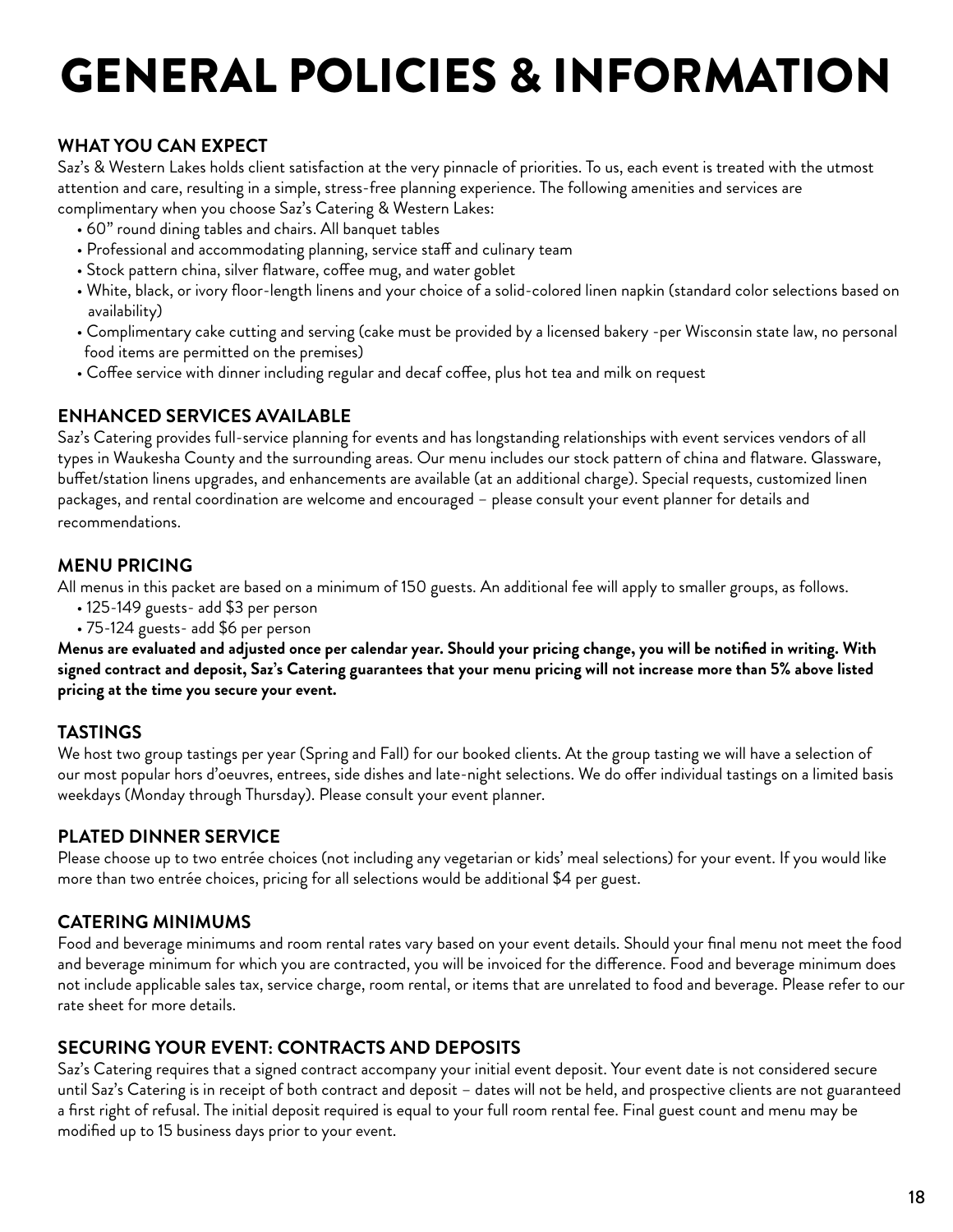# GENERAL POLICIES & INFORMATION

## WHAT YOU CAN EXPECT

Saz's & Western Lakes holds client satisfaction at the very pinnacle of priorities. To us, each event is treated with the utmost attention and care, resulting in a simple, stress-free planning experience. The following amenities and services are complimentary when you choose Saz's Catering & Western Lakes:

- 60" round dining tables and chairs. All banquet tables
- Professional and accommodating planning, service staff and culinary team
- Stock pattern china, silver flatware, coffee mug, and water goblet
- White, black, or ivory floor-length linens and your choice of a solid-colored linen napkin (standard color selections based on availability)
- Complimentary cake cutting and serving (cake must be provided by a licensed bakery -per Wisconsin state law, no personal food items are permitted on the premises)
- Coffee service with dinner including regular and decaf coffee, plus hot tea and milk on request

## ENHANCED SERVICES AVAILABLE

Saz's Catering provides full-service planning for events and has longstanding relationships with event services vendors of all types in Waukesha County and the surrounding areas. Our menu includes our stock pattern of china and flatware. Glassware, buffet/station linens upgrades, and enhancements are available (at an additional charge). Special requests, customized linen packages, and rental coordination are welcome and encouraged – please consult your event planner for details and recommendations.

## MENU PRICING

All menus in this packet are based on a minimum of 150 guests. An additional fee will apply to smaller groups, as follows.

- 125-149 guests- add $3 per person
- 75-124 guests- add $6 per person

**Menus are evaluated and adjusted once per calendar year. Should your pricing change, you will be notified in writing. With signed contract and deposit, Saz's Catering guarantees that your menu pricing will not increase more than 5% above listed pricing at the time you secure your event.**

## TASTINGS

We host two group tastings per year (Spring and Fall) for our booked clients. At the group tasting we will have a selection of our most popular hors d'oeuvres, entrees, side dishes and late-night selections. We do offer individual tastings on a limited basis weekdays (Monday through Thursday). Please consult your event planner.

## PLATED DINNER SERVICE

Please choose up to two entrée choices (not including any vegetarian or kids' meal selections) for your event. If you would like more than two entrée choices, pricing for all selections would be additional $4 per guest.

## CATERING MINIMUMS

Food and beverage minimums and room rental rates vary based on your event details. Should your final menu not meet the food and beverage minimum for which you are contracted, you will be invoiced for the difference. Food and beverage minimum does not include applicable sales tax, service charge, room rental, or items that are unrelated to food and beverage. Please refer to our rate sheet for more details.

## SECURING YOUR EVENT: CONTRACTS AND DEPOSITS

Saz's Catering requires that a signed contract accompany your initial event deposit. Your event date is not considered secure until Saz's Catering is in receipt of both contract and deposit – dates will not be held, and prospective clients are not guaranteed a first right of refusal. The initial deposit required is equal to your full room rental fee. Final guest count and menu may be modified up to 15 business days prior to your event.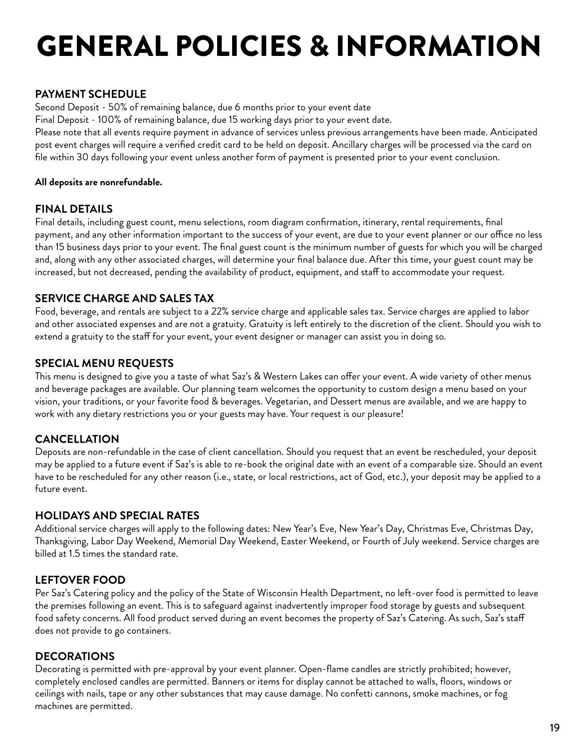# GENERAL POLICIES & INFORMATION

### PAYMENT SCHEDULE

Second Deposit - 50% of remaining balance, due 6 months prior to your event date
Final Deposit - 100% of remaining balance, due 15 working days prior to your event date.
Please note that all events require payment in advance of services unless previous arrangements have been made. Anticipated post event charges will require a verified credit card to be held on deposit. Ancillary charges will be processed via the card on file within 30 days following your event unless another form of payment is presented prior to your event conclusion.

**All deposits are nonrefundable.**

### FINAL DETAILS

Final details, including guest count, menu selections, room diagram confirmation, itinerary, rental requirements, final payment, and any other information important to the success of your event, are due to your event planner or our office no less than 15 business days prior to your event. The final guest count is the minimum number of guests for which you will be charged and, along with any other associated charges, will determine your final balance due. After this time, your guest count may be increased, but not decreased, pending the availability of product, equipment, and staff to accommodate your request.

### SERVICE CHARGE AND SALES TAX

Food, beverage, and rentals are subject to a 22% service charge and applicable sales tax. Service charges are applied to labor and other associated expenses and are not a gratuity. Gratuity is left entirely to the discretion of the client. Should you wish to extend a gratuity to the staff for your event, your event designer or manager can assist you in doing so.

### SPECIAL MENU REQUESTS

This menu is designed to give you a taste of what Saz's & Western Lakes can offer your event. A wide variety of other menus and beverage packages are available. Our planning team welcomes the opportunity to custom design a menu based on your vision, your traditions, or your favorite food & beverages. Vegetarian, and Dessert menus are available, and we are happy to work with any dietary restrictions you or your guests may have. Your request is our pleasure!

### CANCELLATION

Deposits are non-refundable in the case of client cancellation. Should you request that an event be rescheduled, your deposit may be applied to a future event if Saz's is able to re-book the original date with an event of a comparable size. Should an event have to be rescheduled for any other reason (i.e., state, or local restrictions, act of God, etc.), your deposit may be applied to a future event.

### HOLIDAYS AND SPECIAL RATES

Additional service charges will apply to the following dates: New Year's Eve, New Year's Day, Christmas Eve, Christmas Day, Thanksgiving, Labor Day Weekend, Memorial Day Weekend, Easter Weekend, or Fourth of July weekend. Service charges are billed at 1.5 times the standard rate.

### LEFTOVER FOOD

Per Saz's Catering policy and the policy of the State of Wisconsin Health Department, no left-over food is permitted to leave the premises following an event. This is to safeguard against inadvertently improper food storage by guests and subsequent food safety concerns. All food product served during an event becomes the property of Saz's Catering. As such, Saz's staff does not provide to go containers.

### DECORATIONS

Decorating is permitted with pre-approval by your event planner. Open-flame candles are strictly prohibited; however, completely enclosed candles are permitted. Banners or items for display cannot be attached to walls, floors, windows or ceilings with nails, tape or any other substances that may cause damage. No confetti cannons, smoke machines, or fog machines are permitted.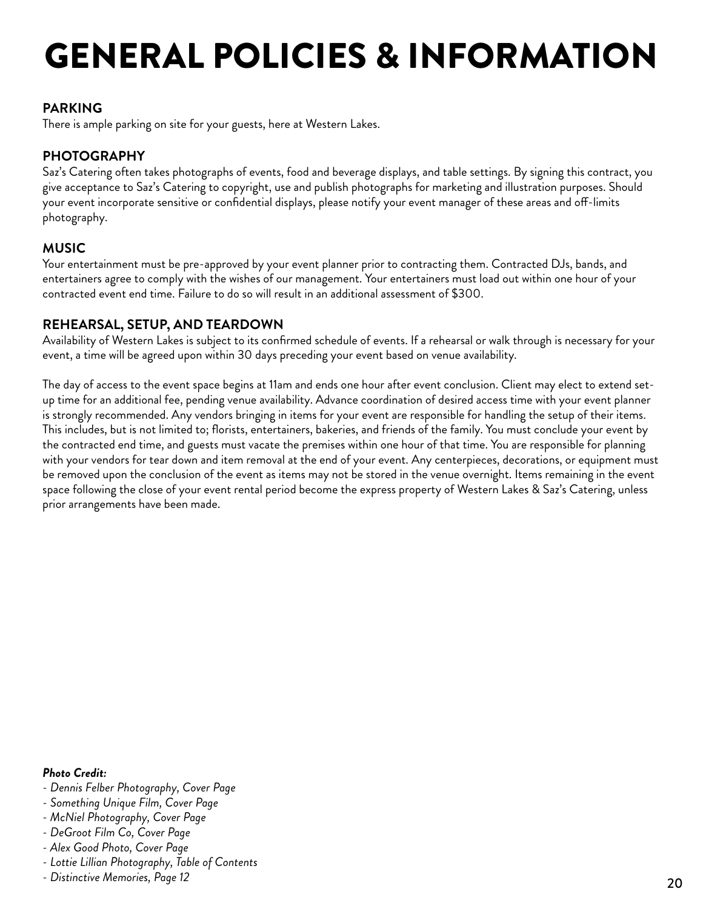# GENERAL POLICIES & INFORMATION

### PARKING

There is ample parking on site for your guests, here at Western Lakes.

### PHOTOGRAPHY

Saz's Catering often takes photographs of events, food and beverage displays, and table settings. By signing this contract, you give acceptance to Saz's Catering to copyright, use and publish photographs for marketing and illustration purposes. Should your event incorporate sensitive or confidential displays, please notify your event manager of these areas and off-limits photography.

### MUSIC

Your entertainment must be pre-approved by your event planner prior to contracting them. Contracted DJs, bands, and entertainers agree to comply with the wishes of our management. Your entertainers must load out within one hour of your contracted event end time. Failure to do so will result in an additional assessment of $300.

### REHEARSAL, SETUP, AND TEARDOWN

Availability of Western Lakes is subject to its confirmed schedule of events. If a rehearsal or walk through is necessary for your event, a time will be agreed upon within 30 days preceding your event based on venue availability.

The day of access to the event space begins at 11am and ends one hour after event conclusion. Client may elect to extend set-up time for an additional fee, pending venue availability. Advance coordination of desired access time with your event planner is strongly recommended. Any vendors bringing in items for your event are responsible for handling the setup of their items. This includes, but is not limited to; florists, entertainers, bakeries, and friends of the family. You must conclude your event by the contracted end time, and guests must vacate the premises within one hour of that time. You are responsible for planning with your vendors for tear down and item removal at the end of your event. Any centerpieces, decorations, or equipment must be removed upon the conclusion of the event as items may not be stored in the venue overnight. Items remaining in the event space following the close of your event rental period become the express property of Western Lakes & Saz's Catering, unless prior arrangements have been made.

***Photo Credit:***

- *Dennis Felber Photography, Cover Page*
- *Something Unique Film, Cover Page*
- *McNiel Photography, Cover Page*
- *DeGroot Film Co, Cover Page*
- *Alex Good Photo, Cover Page*
- *Lottie Lillian Photography, Table of Contents*
- *Distinctive Memories, Page 12*